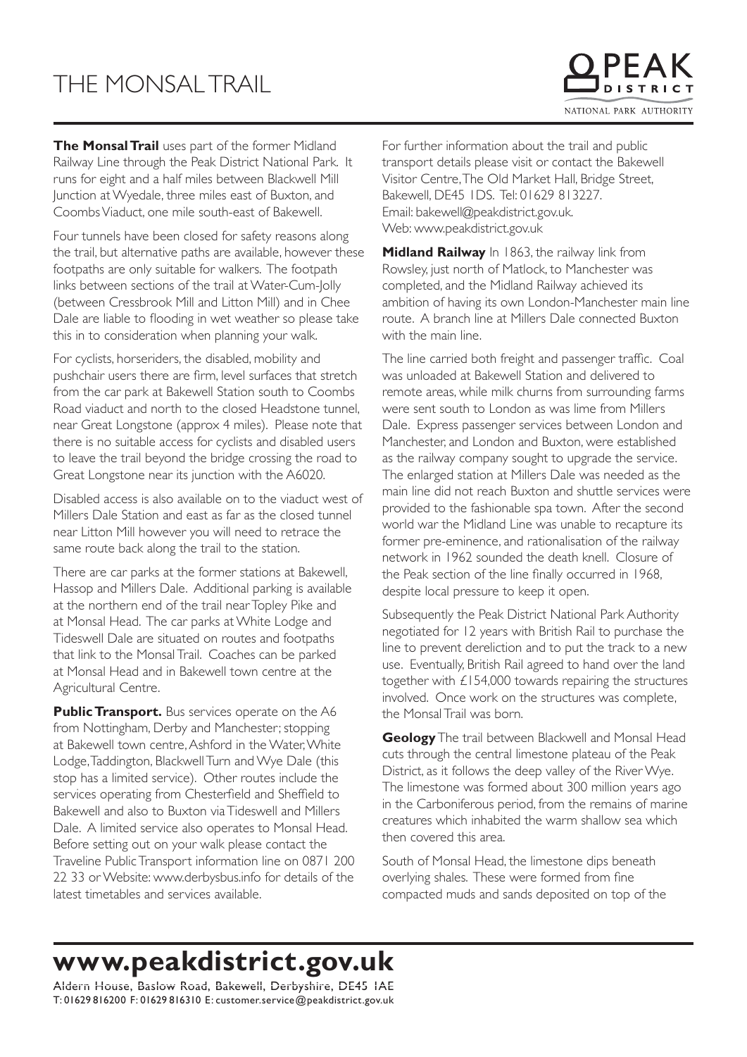# THE MONSAL TRAIL

**The Monsal Trail** uses part of the former Midland Railway Line through the Peak District National Park. It runs for eight and a half miles between Blackwell Mill Junction at Wyedale, three miles east of Buxton, and Coombs Viaduct, one mile south-east of Bakewell.

Four tunnels have been closed for safety reasons along the trail, but alternative paths are available, however these footpaths are only suitable for walkers. The footpath links between sections of the trail at Water-Cum-Jolly (between Cressbrook Mill and Litton Mill) and in Chee Dale are liable to flooding in wet weather so please take this in to consideration when planning your walk.

For cyclists, horseriders, the disabled, mobility and pushchair users there are firm, level surfaces that stretch from the car park at Bakewell Station south to Coombs Road viaduct and north to the closed Headstone tunnel, near Great Longstone (approx 4 miles). Please note that there is no suitable access for cyclists and disabled users to leave the trail beyond the bridge crossing the road to Great Longstone near its junction with the A6020.

Disabled access is also available on to the viaduct west of Millers Dale Station and east as far as the closed tunnel near Litton Mill however you will need to retrace the same route back along the trail to the station.

There are car parks at the former stations at Bakewell, Hassop and Millers Dale. Additional parking is available at the northern end of the trail near Topley Pike and at Monsal Head. The car parks at White Lodge and Tideswell Dale are situated on routes and footpaths that link to the Monsal Trail. Coaches can be parked at Monsal Head and in Bakewell town centre at the Agricultural Centre.

**Public Transport.** Bus services operate on the A6 from Nottingham, Derby and Manchester; stopping at Bakewell town centre, Ashford in the Water, White Lodge, Taddington, Blackwell Turn and Wye Dale (this stop has a limited service). Other routes include the services operating from Chesterfield and Sheffield to Bakewell and also to Buxton via Tideswell and Millers Dale. A limited service also operates to Monsal Head. Before setting out on your walk please contact the Traveline Public Transport information line on 0871 200 22 33 or Website: www.derbysbus.info for details of the latest timetables and services available.

For further information about the trail and public transport details please visit or contact the Bakewell Visitor Centre, The Old Market Hall, Bridge Street, Bakewell, DE45 1DS. Tel: 01629 813227.
Email: bakewell@peakdistrict.gov.uk.
Web: www.peakdistrict.gov.uk

**Midland Railway** In 1863, the railway link from Rowsley, just north of Matlock, to Manchester was completed, and the Midland Railway achieved its ambition of having its own London-Manchester main line route. A branch line at Millers Dale connected Buxton with the main line.

The line carried both freight and passenger traffic. Coal was unloaded at Bakewell Station and delivered to remote areas, while milk churns from surrounding farms were sent south to London as was lime from Millers Dale. Express passenger services between London and Manchester, and London and Buxton, were established as the railway company sought to upgrade the service. The enlarged station at Millers Dale was needed as the main line did not reach Buxton and shuttle services were provided to the fashionable spa town. After the second world war the Midland Line was unable to recapture its former pre-eminence, and rationalisation of the railway network in 1962 sounded the death knell. Closure of the Peak section of the line finally occurred in 1968, despite local pressure to keep it open.

Subsequently the Peak District National Park Authority negotiated for 12 years with British Rail to purchase the line to prevent dereliction and to put the track to a new use. Eventually, British Rail agreed to hand over the land together with £154,000 towards repairing the structures involved. Once work on the structures was complete, the Monsal Trail was born.

**Geology** The trail between Blackwell and Monsal Head cuts through the central limestone plateau of the Peak District, as it follows the deep valley of the River Wye. The limestone was formed about 300 million years ago in the Carboniferous period, from the remains of marine creatures which inhabited the warm shallow sea which then covered this area.

South of Monsal Head, the limestone dips beneath overlying shales. These were formed from fine compacted muds and sands deposited on top of the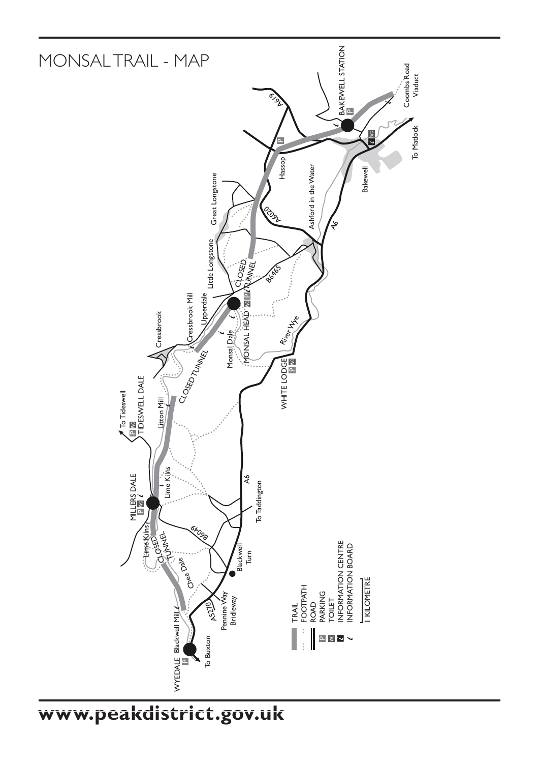# MONSAL TRAIL - MAP

BAKEWELL STATION

Coombs Road Viaduct

To Matlock

Bakewell

Hassop

A619

A6020

Ashford in the Water

A6

Great Longstone

Little Longstone

CLOSED TUNNEL

B6465

MONSAL HEAD

Upperdale

Cressbrook Mill

Cressbrook

Monsal Dale

River Wye

WHITE LODGE

CLOSED TUNNEL

Litton Mill

To Tideswell

TIDESWELL DALE

Lime Kilns

MILLERS DALE

A6

To Taddington

B6049

Lime Kilns

CLOSED TUNNEL

Chee Dale

Blackwell Turn

Blackwell Mill

A5270

Pennine Way Bridleway

WYEDALE

To Buxton

- TRAIL
- FOOTPATH
- ROAD
- P PARKING
- WC TOILET
- INFORMATION CENTRE
- INFORMATION BOARD

1 KILOMETRE

**www.peakdistrict.gov.uk**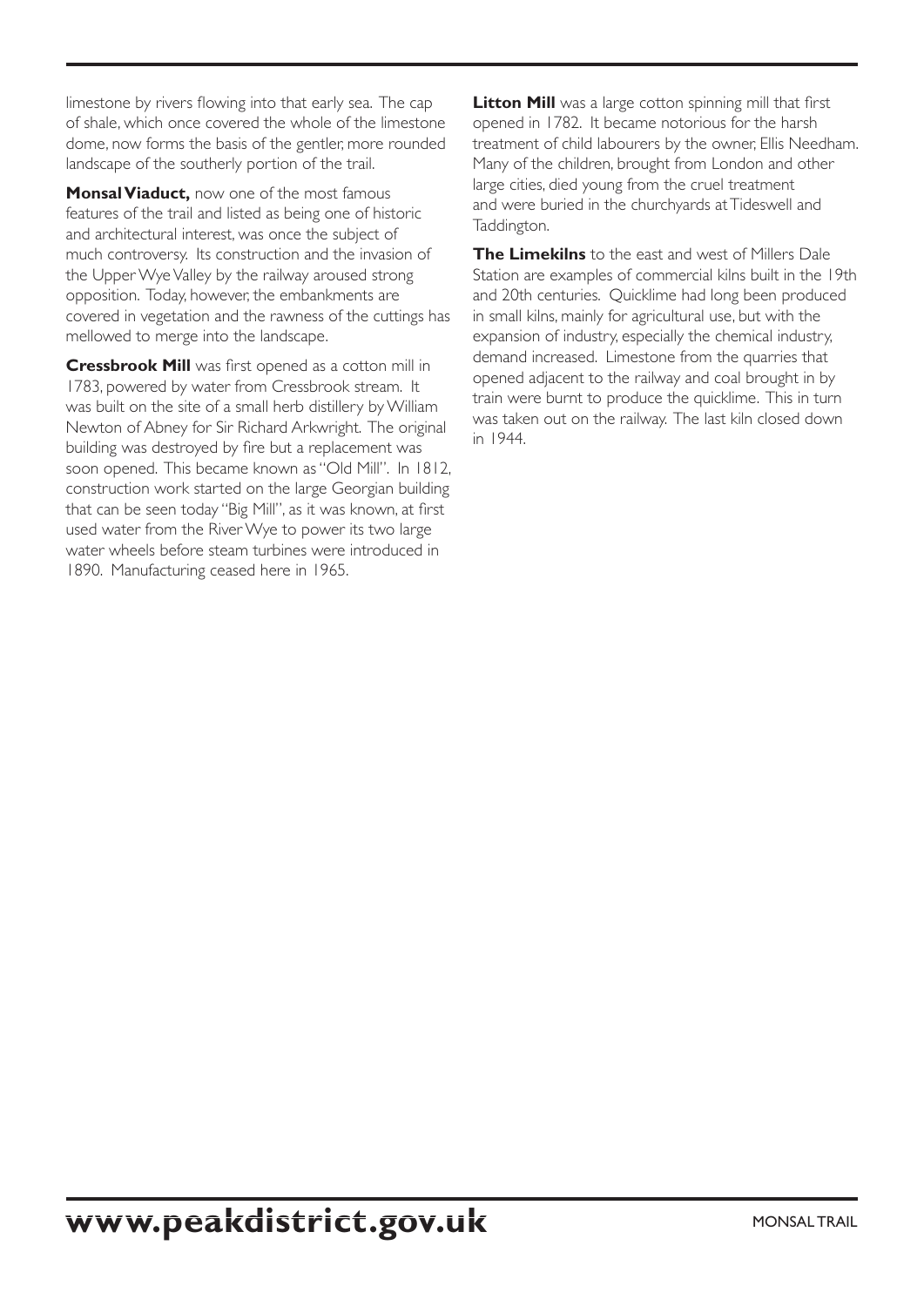limestone by rivers flowing into that early sea. The cap of shale, which once covered the whole of the limestone dome, now forms the basis of the gentler, more rounded landscape of the southerly portion of the trail.

**Monsal Viaduct,** now one of the most famous features of the trail and listed as being one of historic and architectural interest, was once the subject of much controversy. Its construction and the invasion of the Upper Wye Valley by the railway aroused strong opposition. Today, however, the embankments are covered in vegetation and the rawness of the cuttings has mellowed to merge into the landscape.

**Cressbrook Mill** was first opened as a cotton mill in 1783, powered by water from Cressbrook stream. It was built on the site of a small herb distillery by William Newton of Abney for Sir Richard Arkwright. The original building was destroyed by fire but a replacement was soon opened. This became known as "Old Mill". In 1812, construction work started on the large Georgian building that can be seen today "Big Mill", as it was known, at first used water from the River Wye to power its two large water wheels before steam turbines were introduced in 1890. Manufacturing ceased here in 1965.

**Litton Mill** was a large cotton spinning mill that first opened in 1782. It became notorious for the harsh treatment of child labourers by the owner, Ellis Needham. Many of the children, brought from London and other large cities, died young from the cruel treatment and were buried in the churchyards at Tideswell and Taddington.

**The Limekilns** to the east and west of Millers Dale Station are examples of commercial kilns built in the 19th and 20th centuries. Quicklime had long been produced in small kilns, mainly for agricultural use, but with the expansion of industry, especially the chemical industry, demand increased. Limestone from the quarries that opened adjacent to the railway and coal brought in by train were burnt to produce the quicklime. This in turn was taken out on the railway. The last kiln closed down in 1944.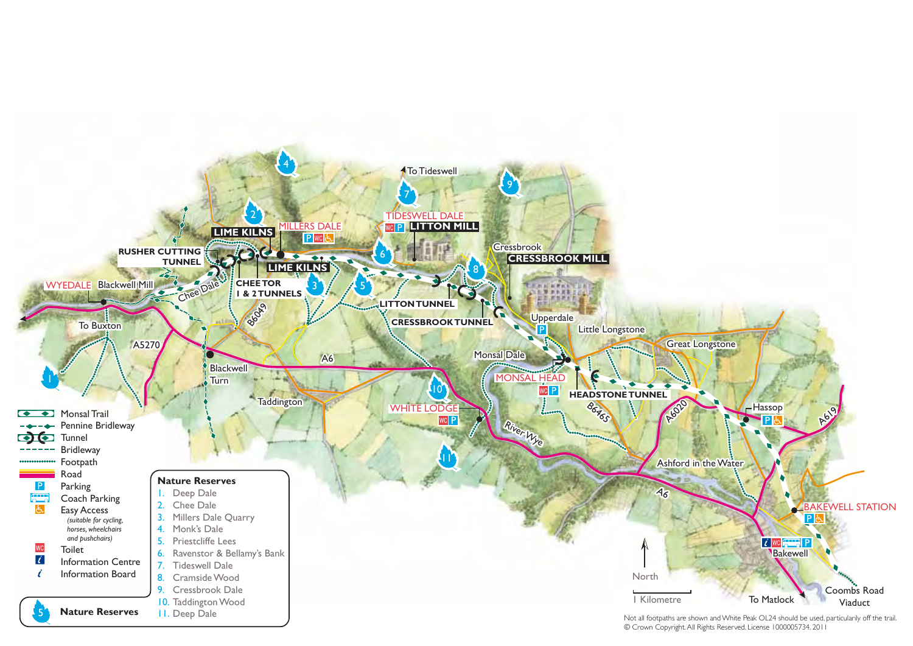**Nature Reserves**

1. Deep Dale
2. Chee Dale
3. Millers Dale Quarry
4. Monk's Dale
5. Priestcliffe Lees
6. Ravenstor & Bellamy's Bank
7. Tideswell Dale
8. Cramside Wood
9. Cressbrook Dale
10. Taddington Wood
11. Deep Dale

- Monsal Trail
- Pennine Bridleway
- Tunnel
- Bridleway
- Footpath
- Road
- Parking
- Coach Parking
- Easy Access *(suitable for cycling, horses, wheelchairs and pushchairs)*
- Toilet
- Information Centre
- Information Board
- Nature Reserves

WYEDALE
Blackwell Mill
To Buxton
A5270
Chee Dale
RUSHER CUTTING TUNNEL
LIME KILNS
CHEE TOR 1 & 2 TUNNELS
MILLERS DALE
LIME KILNS
B6049
Blackwell
Blackwell Turn
Taddington
A6
To Tideswell
TIDESWELL DALE
LITTON MILL
LITTON TUNNEL
CRESSBROOK TUNNEL
Cressbrook
CRESSBROOK MILL
Upperdale
Little Longstone
Monsal Dale
MONSAL HEAD
HEADSTONE TUNNEL
B6465
A6020
Great Longstone
WHITE LODGE
River Wye
Hassop
A619
Ashford in the Water
A6
BAKEWELL STATION
Bakewell
To Matlock
Coombs Road Viaduct
North
1 Kilometre

Not all footpaths are shown and White Peak OL24 should be used, particularly off the trail.
© Crown Copyright. All Rights Reserved. License 100005734. 2011